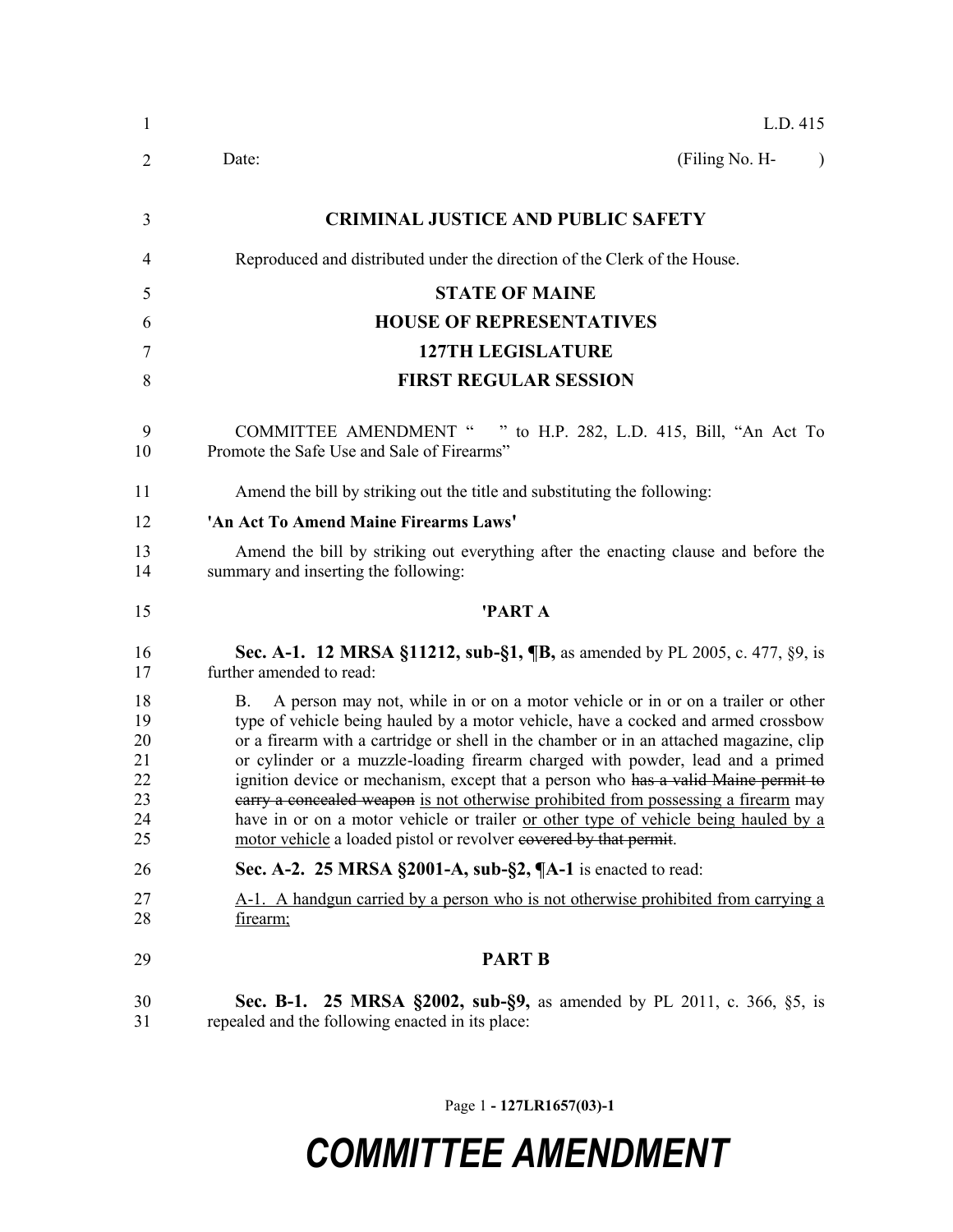L.D. 415

Date: (Filing No. H- )

**CRIMINAL JUSTICE AND PUBLIC SAFETY**

Reproduced and distributed under the direction of the Clerk of the House.

**STATE OF MAINE**

**HOUSE OF REPRESENTATIVES**

**127TH LEGISLATURE**

**FIRST REGULAR SESSION**

COMMITTEE AMENDMENT " " to H.P. 282, L.D. 415, Bill, "An Act To Promote the Safe Use and Sale of Firearms"

Amend the bill by striking out the title and substituting the following:

**'An Act To Amend Maine Firearms Laws'**

Amend the bill by striking out everything after the enacting clause and before the summary and inserting the following:

**'PART A**

**Sec. A-1. 12 MRSA §11212, sub-§1, ¶B,** as amended by PL 2005, c. 477, §9, is further amended to read:

B. A person may not, while in or on a motor vehicle or in or on a trailer or other type of vehicle being hauled by a motor vehicle, have a cocked and armed crossbow or a firearm with a cartridge or shell in the chamber or in an attached magazine, clip or cylinder or a muzzle-loading firearm charged with powder, lead and a primed ignition device or mechanism, except that a person who ~~has a valid Maine permit to carry a concealed weapon~~ is not otherwise prohibited from possessing a firearm may have in or on a motor vehicle or trailer or other type of vehicle being hauled by a motor vehicle a loaded pistol or revolver ~~covered by that permit~~.

**Sec. A-2. 25 MRSA §2001-A, sub-§2, ¶A-1** is enacted to read:

A-1. A handgun carried by a person who is not otherwise prohibited from carrying a firearm;

**PART B**

**Sec. B-1. 25 MRSA §2002, sub-§9,** as amended by PL 2011, c. 366, §5, is repealed and the following enacted in its place: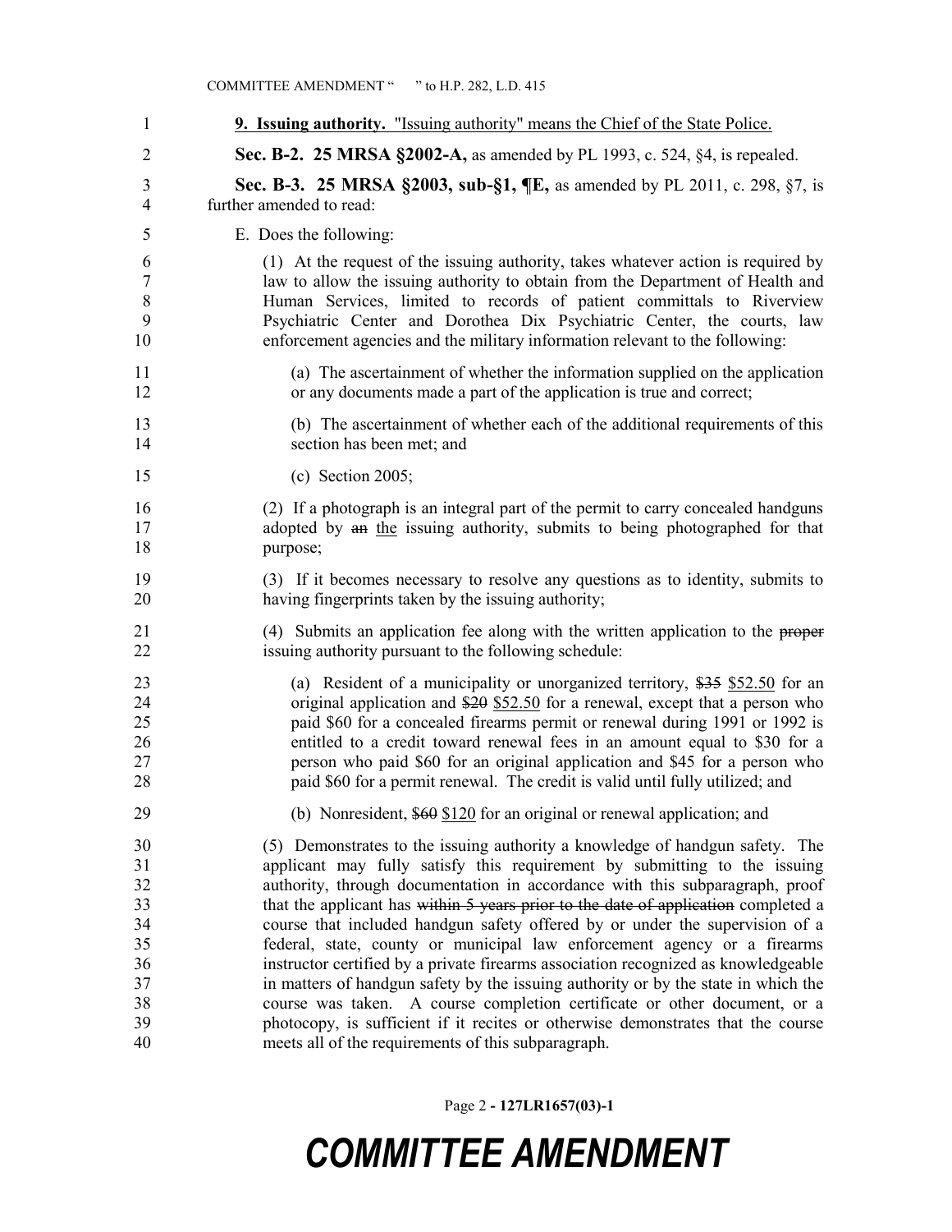<u>**9. Issuing authority.** "Issuing authority" means the Chief of the State Police.</u>

**Sec. B-2. 25 MRSA §2002-A,** as amended by PL 1993, c. 524, §4, is repealed.

**Sec. B-3. 25 MRSA §2003, sub-§1, ¶E,** as amended by PL 2011, c. 298, §7, is further amended to read:

E. Does the following:

(1) At the request of the issuing authority, takes whatever action is required by law to allow the issuing authority to obtain from the Department of Health and Human Services, limited to records of patient committals to Riverview Psychiatric Center and Dorothea Dix Psychiatric Center, the courts, law enforcement agencies and the military information relevant to the following:

(a) The ascertainment of whether the information supplied on the application or any documents made a part of the application is true and correct;

(b) The ascertainment of whether each of the additional requirements of this section has been met; and

(c) Section 2005;

(2) If a photograph is an integral part of the permit to carry concealed handguns adopted by ~~an~~ <u>the</u> issuing authority, submits to being photographed for that purpose;

(3) If it becomes necessary to resolve any questions as to identity, submits to having fingerprints taken by the issuing authority;

(4) Submits an application fee along with the written application to the ~~proper~~ issuing authority pursuant to the following schedule:

(a) Resident of a municipality or unorganized territory, ~~$35~~ <u>$52.50</u> for an original application and ~~$20~~ <u>$52.50</u> for a renewal, except that a person who paid $60 for a concealed firearms permit or renewal during 1991 or 1992 is entitled to a credit toward renewal fees in an amount equal to $30 for a person who paid $60 for an original application and $45 for a person who paid $60 for a permit renewal. The credit is valid until fully utilized; and

(b) Nonresident, ~~$60~~ <u>$120</u> for an original or renewal application; and

(5) Demonstrates to the issuing authority a knowledge of handgun safety. The applicant may fully satisfy this requirement by submitting to the issuing authority, through documentation in accordance with this subparagraph, proof that the applicant has ~~within 5 years prior to the date of application~~ completed a course that included handgun safety offered by or under the supervision of a federal, state, county or municipal law enforcement agency or a firearms instructor certified by a private firearms association recognized as knowledgeable in matters of handgun safety by the issuing authority or by the state in which the course was taken. A course completion certificate or other document, or a photocopy, is sufficient if it recites or otherwise demonstrates that the course meets all of the requirements of this subparagraph.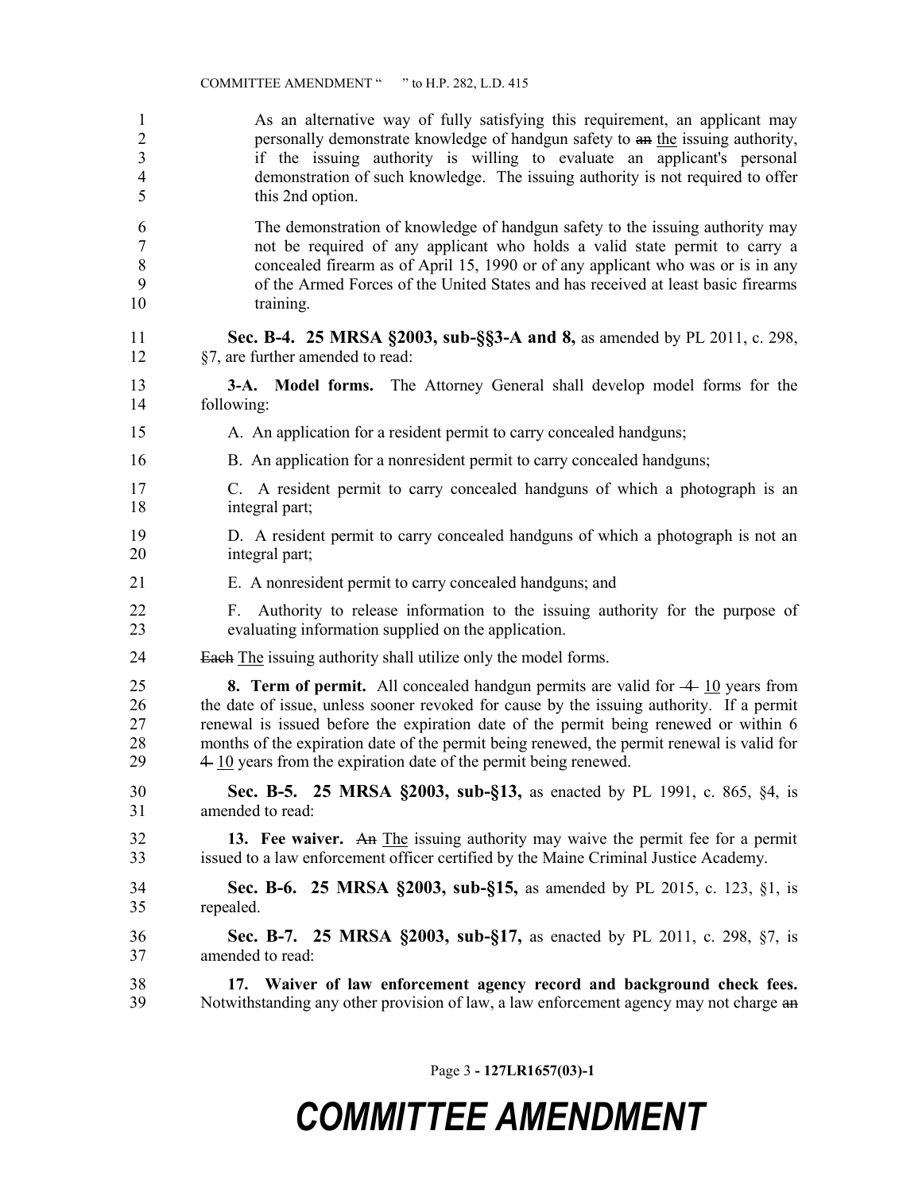As an alternative way of fully satisfying this requirement, an applicant may personally demonstrate knowledge of handgun safety to ~~an~~ the issuing authority, if the issuing authority is willing to evaluate an applicant's personal demonstration of such knowledge. The issuing authority is not required to offer this 2nd option.

The demonstration of knowledge of handgun safety to the issuing authority may not be required of any applicant who holds a valid state permit to carry a concealed firearm as of April 15, 1990 or of any applicant who was or is in any of the Armed Forces of the United States and has received at least basic firearms training.

**Sec. B-4. 25 MRSA §2003, sub-§§3-A and 8,** as amended by PL 2011, c. 298, §7, are further amended to read:

**3-A. Model forms.** The Attorney General shall develop model forms for the following:

A. An application for a resident permit to carry concealed handguns;

B. An application for a nonresident permit to carry concealed handguns;

C. A resident permit to carry concealed handguns of which a photograph is an integral part;

D. A resident permit to carry concealed handguns of which a photograph is not an integral part;

E. A nonresident permit to carry concealed handguns; and

F. Authority to release information to the issuing authority for the purpose of evaluating information supplied on the application.

~~Each~~ The issuing authority shall utilize only the model forms.

**8. Term of permit.** All concealed handgun permits are valid for ~~4~~ 10 years from the date of issue, unless sooner revoked for cause by the issuing authority. If a permit renewal is issued before the expiration date of the permit being renewed or within 6 months of the expiration date of the permit being renewed, the permit renewal is valid for ~~4~~ 10 years from the expiration date of the permit being renewed.

**Sec. B-5. 25 MRSA §2003, sub-§13,** as enacted by PL 1991, c. 865, §4, is amended to read:

**13. Fee waiver.** ~~An~~ The issuing authority may waive the permit fee for a permit issued to a law enforcement officer certified by the Maine Criminal Justice Academy.

**Sec. B-6. 25 MRSA §2003, sub-§15,** as amended by PL 2015, c. 123, §1, is repealed.

**Sec. B-7. 25 MRSA §2003, sub-§17,** as enacted by PL 2011, c. 298, §7, is amended to read:

**17. Waiver of law enforcement agency record and background check fees.** Notwithstanding any other provision of law, a law enforcement agency may not charge ~~an~~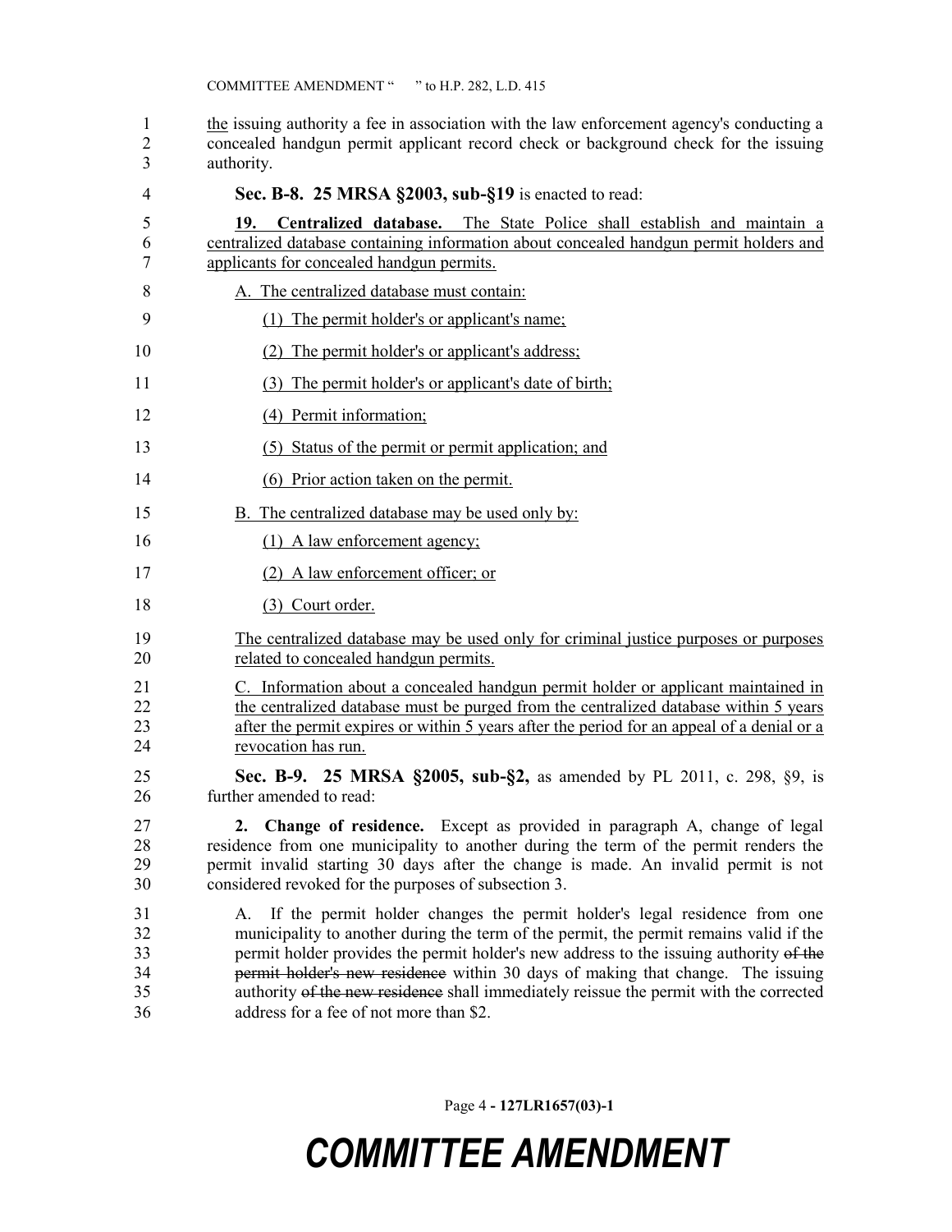the issuing authority a fee in association with the law enforcement agency's conducting a concealed handgun permit applicant record check or background check for the issuing authority.

**Sec. B-8. 25 MRSA §2003, sub-§19** is enacted to read:

**19. Centralized database.** The State Police shall establish and maintain a centralized database containing information about concealed handgun permit holders and applicants for concealed handgun permits.

A. The centralized database must contain:

(1) The permit holder's or applicant's name;

(2) The permit holder's or applicant's address;

(3) The permit holder's or applicant's date of birth;

(4) Permit information;

(5) Status of the permit or permit application; and

(6) Prior action taken on the permit.

B. The centralized database may be used only by:

(1) A law enforcement agency;

(2) A law enforcement officer; or

(3) Court order.

The centralized database may be used only for criminal justice purposes or purposes related to concealed handgun permits.

C. Information about a concealed handgun permit holder or applicant maintained in the centralized database must be purged from the centralized database within 5 years after the permit expires or within 5 years after the period for an appeal of a denial or a revocation has run.

**Sec. B-9. 25 MRSA §2005, sub-§2,** as amended by PL 2011, c. 298, §9, is further amended to read:

**2. Change of residence.** Except as provided in paragraph A, change of legal residence from one municipality to another during the term of the permit renders the permit invalid starting 30 days after the change is made. An invalid permit is not considered revoked for the purposes of subsection 3.

A. If the permit holder changes the permit holder's legal residence from one municipality to another during the term of the permit, the permit remains valid if the permit holder provides the permit holder's new address to the issuing authority ~~of the permit holder's new residence~~ within 30 days of making that change. The issuing authority ~~of the new residence~~ shall immediately reissue the permit with the corrected address for a fee of not more than $2.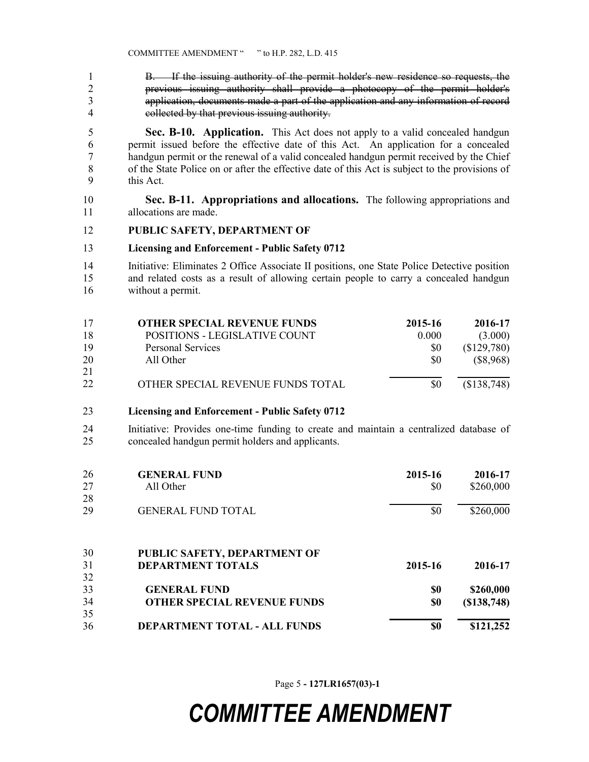~~B. If the issuing authority of the permit holder's new residence so requests, the previous issuing authority shall provide a photocopy of the permit holder's application, documents made a part of the application and any information of record collected by that previous issuing authority.~~

**Sec. B-10. Application.** This Act does not apply to a valid concealed handgun permit issued before the effective date of this Act. An application for a concealed handgun permit or the renewal of a valid concealed handgun permit received by the Chief of the State Police on or after the effective date of this Act is subject to the provisions of this Act.

**Sec. B-11. Appropriations and allocations.** The following appropriations and allocations are made.

**PUBLIC SAFETY, DEPARTMENT OF**

**Licensing and Enforcement - Public Safety 0712**

Initiative: Eliminates 2 Office Associate II positions, one State Police Detective position and related costs as a result of allowing certain people to carry a concealed handgun without a permit.

| **OTHER SPECIAL REVENUE FUNDS** | **2015-16** | **2016-17** |
|---|---|---|
| POSITIONS - LEGISLATIVE COUNT | 0.000 | (3.000) |
| Personal Services | $0 | ($129,780) |
| All Other | $0 | ($8,968) |
| OTHER SPECIAL REVENUE FUNDS TOTAL | $0 | ($138,748) |

**Licensing and Enforcement - Public Safety 0712**

Initiative: Provides one-time funding to create and maintain a centralized database of concealed handgun permit holders and applicants.

| **GENERAL FUND** | **2015-16** | **2016-17** |
|---|---|---|
| All Other | $0 | $260,000 |
| GENERAL FUND TOTAL | $0 | $260,000 |

| **PUBLIC SAFETY, DEPARTMENT OF DEPARTMENT TOTALS** | **2015-16** | **2016-17** |
|---|---|---|
| **GENERAL FUND** | **$0** | **$260,000** |
| **OTHER SPECIAL REVENUE FUNDS** | **$0** | **($138,748)** |
| **DEPARTMENT TOTAL - ALL FUNDS** | **$0** | **$121,252** |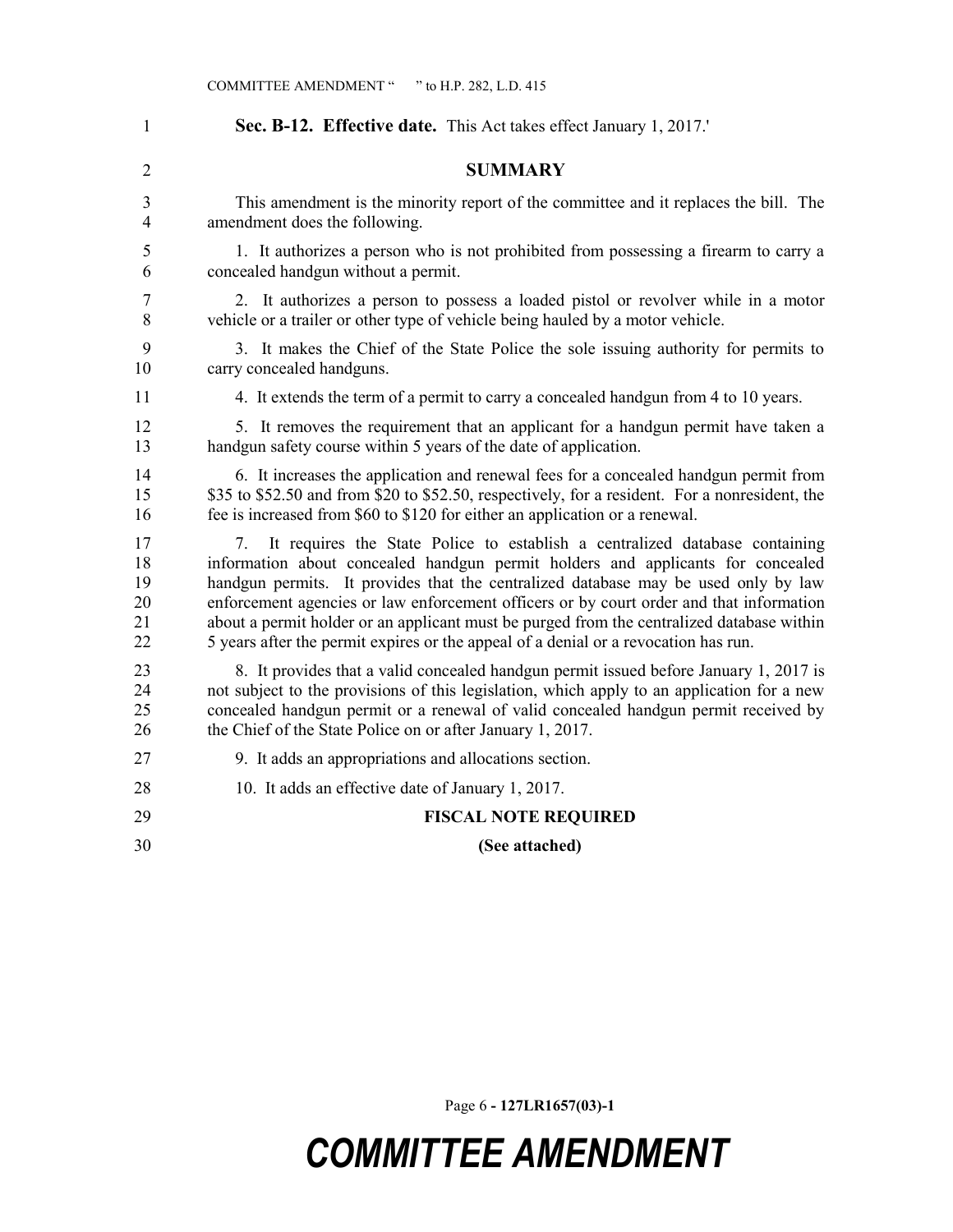**Sec. B-12. Effective date.** This Act takes effect January 1, 2017.'

## SUMMARY

This amendment is the minority report of the committee and it replaces the bill. The amendment does the following.

1. It authorizes a person who is not prohibited from possessing a firearm to carry a concealed handgun without a permit.

2. It authorizes a person to possess a loaded pistol or revolver while in a motor vehicle or a trailer or other type of vehicle being hauled by a motor vehicle.

3. It makes the Chief of the State Police the sole issuing authority for permits to carry concealed handguns.

4. It extends the term of a permit to carry a concealed handgun from 4 to 10 years.

5. It removes the requirement that an applicant for a handgun permit have taken a handgun safety course within 5 years of the date of application.

6. It increases the application and renewal fees for a concealed handgun permit from $35 to $52.50 and from $20 to $52.50, respectively, for a resident. For a nonresident, the fee is increased from $60 to $120 for either an application or a renewal.

7. It requires the State Police to establish a centralized database containing information about concealed handgun permit holders and applicants for concealed handgun permits. It provides that the centralized database may be used only by law enforcement agencies or law enforcement officers or by court order and that information about a permit holder or an applicant must be purged from the centralized database within 5 years after the permit expires or the appeal of a denial or a revocation has run.

8. It provides that a valid concealed handgun permit issued before January 1, 2017 is not subject to the provisions of this legislation, which apply to an application for a new concealed handgun permit or a renewal of valid concealed handgun permit received by the Chief of the State Police on or after January 1, 2017.

9. It adds an appropriations and allocations section.

10. It adds an effective date of January 1, 2017.

**FISCAL NOTE REQUIRED**

**(See attached)**